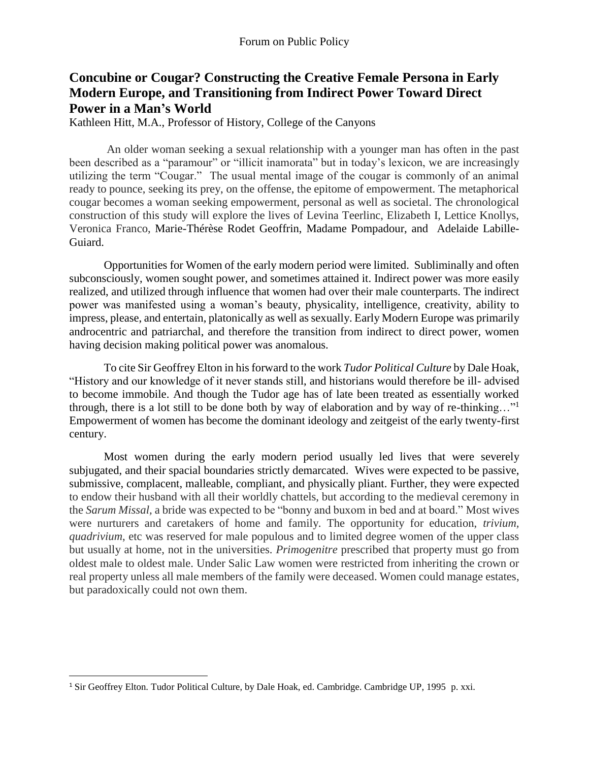# Concubine or Cougar? Constructing the Creative Female Persona in Early Modern Europe, and Transitioning from Indirect Power Toward Direct Power in a Man's World

Kathleen Hitt, M.A., Professor of History, College of the Canyons

An older woman seeking a sexual relationship with a younger man has often in the past been described as a "paramour" or "illicit inamorata" but in today's lexicon, we are increasingly utilizing the term "Cougar." The usual mental image of the cougar is commonly of an animal ready to pounce, seeking its prey, on the offense, the epitome of empowerment. The metaphorical cougar becomes a woman seeking empowerment, personal as well as societal. The chronological construction of this study will explore the lives of Levina Teerlinc, Elizabeth I, Lettice Knollys, Veronica Franco, Marie-Thérèse Rodet Geoffrin, Madame Pompadour, and Adelaide Labille-Guiard.

Opportunities for Women of the early modern period were limited. Subliminally and often subconsciously, women sought power, and sometimes attained it. Indirect power was more easily realized, and utilized through influence that women had over their male counterparts. The indirect power was manifested using a woman's beauty, physicality, intelligence, creativity, ability to impress, please, and entertain, platonically as well as sexually. Early Modern Europe was primarily androcentric and patriarchal, and therefore the transition from indirect to direct power, women having decision making political power was anomalous.

To cite Sir Geoffrey Elton in his forward to the work *Tudor Political Culture* by Dale Hoak, "History and our knowledge of it never stands still, and historians would therefore be ill- advised to become immobile. And though the Tudor age has of late been treated as essentially worked through, there is a lot still to be done both by way of elaboration and by way of re-thinking…"[1] Empowerment of women has become the dominant ideology and zeitgeist of the early twenty-first century.

Most women during the early modern period usually led lives that were severely subjugated, and their spacial boundaries strictly demarcated. Wives were expected to be passive, submissive, complacent, malleable, compliant, and physically pliant. Further, they were expected to endow their husband with all their worldly chattels, but according to the medieval ceremony in the *Sarum Missal*, a bride was expected to be "bonny and buxom in bed and at board." Most wives were nurturers and caretakers of home and family. The opportunity for education, *trivium*, *quadrivium*, etc was reserved for male populous and to limited degree women of the upper class but usually at home, not in the universities. *Primogenitre* prescribed that property must go from oldest male to oldest male. Under Salic Law women were restricted from inheriting the crown or real property unless all male members of the family were deceased. Women could manage estates, but paradoxically could not own them.

---

[1] Sir Geoffrey Elton. Tudor Political Culture, by Dale Hoak, ed. Cambridge. Cambridge UP, 1995 p. xxi.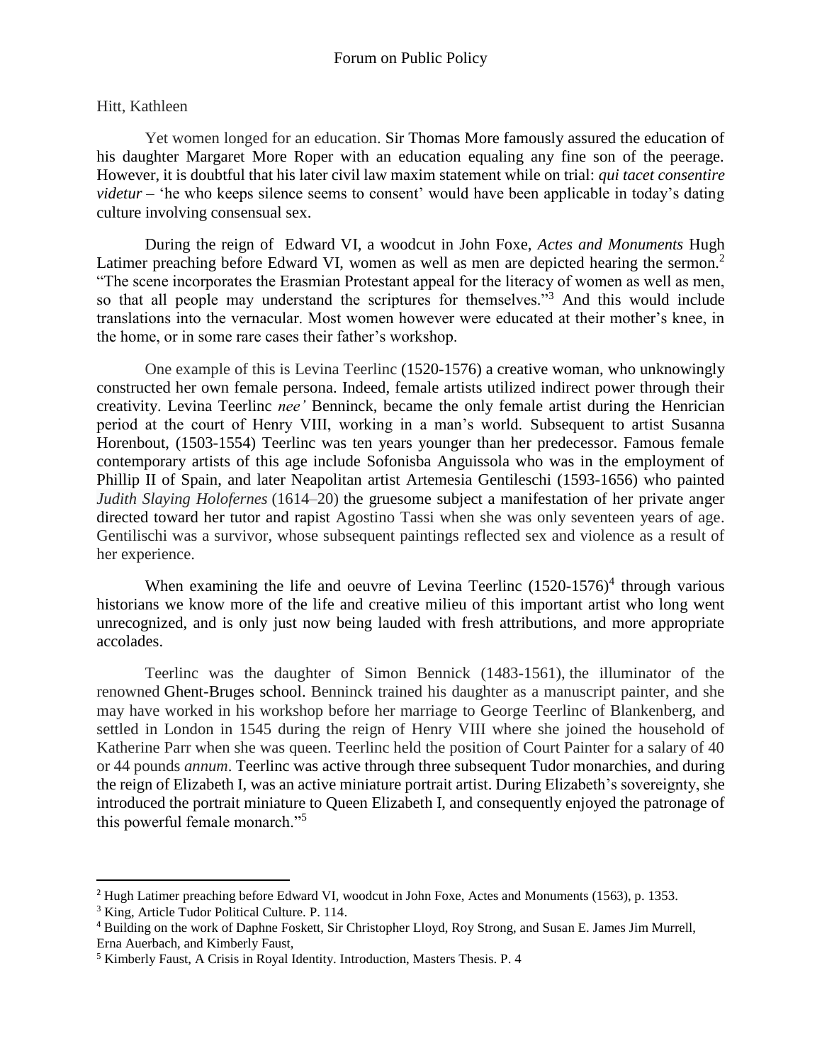Yet women longed for an education. Sir Thomas More famously assured the education of his daughter Margaret More Roper with an education equaling any fine son of the peerage. However, it is doubtful that his later civil law maxim statement while on trial: *qui tacet consentire videtur* – 'he who keeps silence seems to consent' would have been applicable in today's dating culture involving consensual sex.

During the reign of Edward VI, a woodcut in John Foxe, *Actes and Monuments* Hugh Latimer preaching before Edward VI, women as well as men are depicted hearing the sermon.[2] "The scene incorporates the Erasmian Protestant appeal for the literacy of women as well as men, so that all people may understand the scriptures for themselves."[3] And this would include translations into the vernacular. Most women however were educated at their mother's knee, in the home, or in some rare cases their father's workshop.

One example of this is Levina Teerlinc (1520-1576) a creative woman, who unknowingly constructed her own female persona. Indeed, female artists utilized indirect power through their creativity. Levina Teerlinc *nee'* Benninck, became the only female artist during the Henrician period at the court of Henry VIII, working in a man's world. Subsequent to artist Susanna Horenbout, (1503-1554) Teerlinc was ten years younger than her predecessor. Famous female contemporary artists of this age include Sofonisba Anguissola who was in the employment of Phillip II of Spain, and later Neapolitan artist Artemesia Gentileschi (1593-1656) who painted *Judith Slaying Holofernes* (1614–20) the gruesome subject a manifestation of her private anger directed toward her tutor and rapist Agostino Tassi when she was only seventeen years of age. Gentilischi was a survivor, whose subsequent paintings reflected sex and violence as a result of her experience.

When examining the life and oeuvre of Levina Teerlinc (1520-1576)[4] through various historians we know more of the life and creative milieu of this important artist who long went unrecognized, and is only just now being lauded with fresh attributions, and more appropriate accolades.

Teerlinc was the daughter of Simon Bennick (1483-1561), the illuminator of the renowned Ghent-Bruges school. Benninck trained his daughter as a manuscript painter, and she may have worked in his workshop before her marriage to George Teerlinc of Blankenberg, and settled in London in 1545 during the reign of Henry VIII where she joined the household of Katherine Parr when she was queen. Teerlinc held the position of Court Painter for a salary of 40 or 44 pounds *annum*. Teerlinc was active through three subsequent Tudor monarchies, and during the reign of Elizabeth I, was an active miniature portrait artist. During Elizabeth's sovereignty, she introduced the portrait miniature to Queen Elizabeth I, and consequently enjoyed the patronage of this powerful female monarch."[5]

---

[2] Hugh Latimer preaching before Edward VI, woodcut in John Foxe, Actes and Monuments (1563), p. 1353.

[3] King, Article Tudor Political Culture. P. 114.

[4] Building on the work of Daphne Foskett, Sir Christopher Lloyd, Roy Strong, and Susan E. James Jim Murrell, Erna Auerbach, and Kimberly Faust,

[5] Kimberly Faust, A Crisis in Royal Identity. Introduction, Masters Thesis. P. 4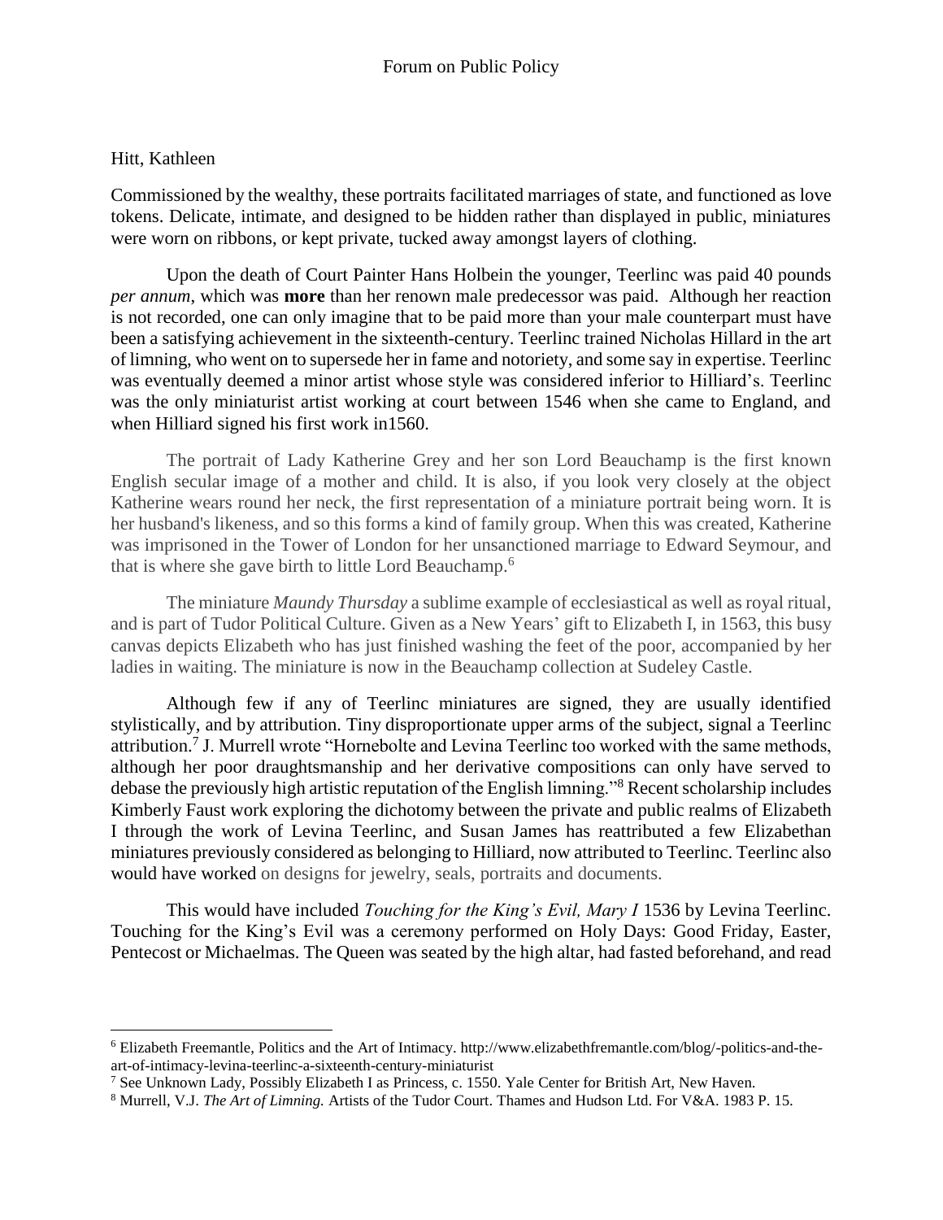Commissioned by the wealthy, these portraits facilitated marriages of state, and functioned as love tokens. Delicate, intimate, and designed to be hidden rather than displayed in public, miniatures were worn on ribbons, or kept private, tucked away amongst layers of clothing.

Upon the death of Court Painter Hans Holbein the younger, Teerlinc was paid 40 pounds *per annum*, which was **more** than her renown male predecessor was paid. Although her reaction is not recorded, one can only imagine that to be paid more than your male counterpart must have been a satisfying achievement in the sixteenth-century. Teerlinc trained Nicholas Hillard in the art of limning, who went on to supersede her in fame and notoriety, and some say in expertise. Teerlinc was eventually deemed a minor artist whose style was considered inferior to Hilliard's. Teerlinc was the only miniaturist artist working at court between 1546 when she came to England, and when Hilliard signed his first work in1560.

The portrait of Lady Katherine Grey and her son Lord Beauchamp is the first known English secular image of a mother and child. It is also, if you look very closely at the object Katherine wears round her neck, the first representation of a miniature portrait being worn. It is her husband's likeness, and so this forms a kind of family group. When this was created, Katherine was imprisoned in the Tower of London for her unsanctioned marriage to Edward Seymour, and that is where she gave birth to little Lord Beauchamp.[6]

The miniature *Maundy Thursday* a sublime example of ecclesiastical as well as royal ritual, and is part of Tudor Political Culture. Given as a New Years' gift to Elizabeth I, in 1563, this busy canvas depicts Elizabeth who has just finished washing the feet of the poor, accompanied by her ladies in waiting. The miniature is now in the Beauchamp collection at Sudeley Castle.

Although few if any of Teerlinc miniatures are signed, they are usually identified stylistically, and by attribution. Tiny disproportionate upper arms of the subject, signal a Teerlinc attribution.[7] J. Murrell wrote "Hornebolte and Levina Teerlinc too worked with the same methods, although her poor draughtsmanship and her derivative compositions can only have served to debase the previously high artistic reputation of the English limning."[8] Recent scholarship includes Kimberly Faust work exploring the dichotomy between the private and public realms of Elizabeth I through the work of Levina Teerlinc, and Susan James has reattributed a few Elizabethan miniatures previously considered as belonging to Hilliard, now attributed to Teerlinc. Teerlinc also would have worked on designs for jewelry, seals, portraits and documents.

This would have included *Touching for the King's Evil, Mary I* 1536 by Levina Teerlinc. Touching for the King's Evil was a ceremony performed on Holy Days: Good Friday, Easter, Pentecost or Michaelmas. The Queen was seated by the high altar, had fasted beforehand, and read

---

[6] Elizabeth Freemantle, Politics and the Art of Intimacy. http://www.elizabethfremantle.com/blog/-politics-and-the-art-of-intimacy-levina-teerlinc-a-sixteenth-century-miniaturist

[7] See Unknown Lady, Possibly Elizabeth I as Princess, c. 1550. Yale Center for British Art, New Haven.

[8] Murrell, V.J. *The Art of Limning.* Artists of the Tudor Court. Thames and Hudson Ltd. For V&A. 1983 P. 15.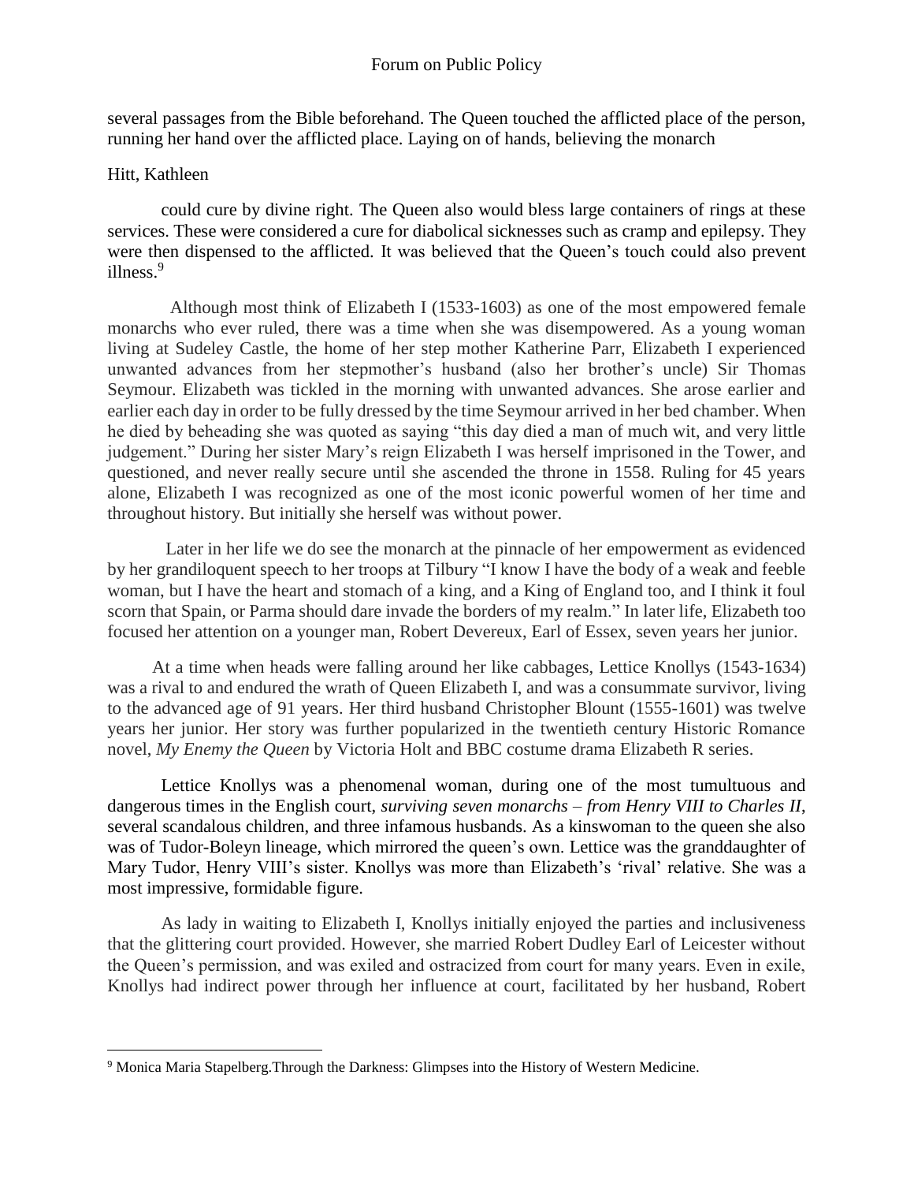several passages from the Bible beforehand. The Queen touched the afflicted place of the person, running her hand over the afflicted place. Laying on of hands, believing the monarch could cure by divine right. The Queen also would bless large containers of rings at these services. These were considered a cure for diabolical sicknesses such as cramp and epilepsy. They were then dispensed to the afflicted. It was believed that the Queen's touch could also prevent illness.[9]

Although most think of Elizabeth I (1533-1603) as one of the most empowered female monarchs who ever ruled, there was a time when she was disempowered. As a young woman living at Sudeley Castle, the home of her step mother Katherine Parr, Elizabeth I experienced unwanted advances from her stepmother's husband (also her brother's uncle) Sir Thomas Seymour. Elizabeth was tickled in the morning with unwanted advances. She arose earlier and earlier each day in order to be fully dressed by the time Seymour arrived in her bed chamber. When he died by beheading she was quoted as saying "this day died a man of much wit, and very little judgement." During her sister Mary's reign Elizabeth I was herself imprisoned in the Tower, and questioned, and never really secure until she ascended the throne in 1558. Ruling for 45 years alone, Elizabeth I was recognized as one of the most iconic powerful women of her time and throughout history. But initially she herself was without power.

Later in her life we do see the monarch at the pinnacle of her empowerment as evidenced by her grandiloquent speech to her troops at Tilbury "I know I have the body of a weak and feeble woman, but I have the heart and stomach of a king, and a King of England too, and I think it foul scorn that Spain, or Parma should dare invade the borders of my realm." In later life, Elizabeth too focused her attention on a younger man, Robert Devereux, Earl of Essex, seven years her junior.

At a time when heads were falling around her like cabbages, Lettice Knollys (1543-1634) was a rival to and endured the wrath of Queen Elizabeth I, and was a consummate survivor, living to the advanced age of 91 years. Her third husband Christopher Blount (1555-1601) was twelve years her junior. Her story was further popularized in the twentieth century Historic Romance novel, *My Enemy the Queen* by Victoria Holt and BBC costume drama Elizabeth R series.

Lettice Knollys was a phenomenal woman, during one of the most tumultuous and dangerous times in the English court, *surviving seven monarchs – from Henry VIII to Charles II*, several scandalous children, and three infamous husbands. As a kinswoman to the queen she also was of Tudor-Boleyn lineage, which mirrored the queen's own. Lettice was the granddaughter of Mary Tudor, Henry VIII's sister. Knollys was more than Elizabeth's 'rival' relative. She was a most impressive, formidable figure.

As lady in waiting to Elizabeth I, Knollys initially enjoyed the parties and inclusiveness that the glittering court provided. However, she married Robert Dudley Earl of Leicester without the Queen's permission, and was exiled and ostracized from court for many years. Even in exile, Knollys had indirect power through her influence at court, facilitated by her husband, Robert

[9] Monica Maria Stapelberg.Through the Darkness: Glimpses into the History of Western Medicine.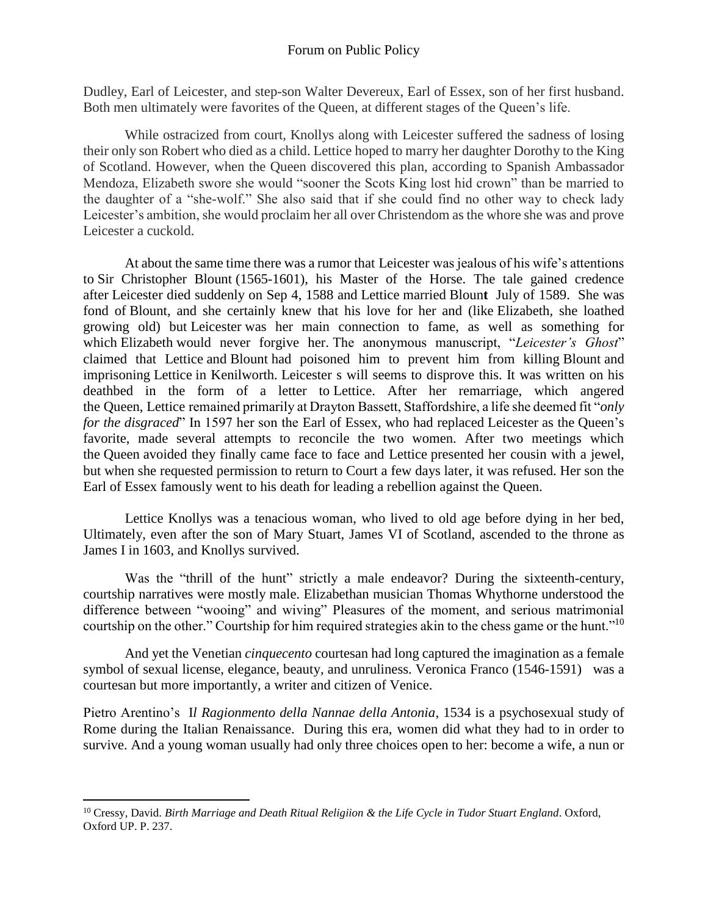Dudley, Earl of Leicester, and step-son Walter Devereux, Earl of Essex, son of her first husband. Both men ultimately were favorites of the Queen, at different stages of the Queen's life.

While ostracized from court, Knollys along with Leicester suffered the sadness of losing their only son Robert who died as a child. Lettice hoped to marry her daughter Dorothy to the King of Scotland. However, when the Queen discovered this plan, according to Spanish Ambassador Mendoza, Elizabeth swore she would "sooner the Scots King lost hid crown" than be married to the daughter of a "she-wolf." She also said that if she could find no other way to check lady Leicester's ambition, she would proclaim her all over Christendom as the whore she was and prove Leicester a cuckold.

At about the same time there was a rumor that Leicester was jealous of his wife's attentions to Sir Christopher Blount (1565-1601), his Master of the Horse. The tale gained credence after Leicester died suddenly on Sep 4, 1588 and Lettice married Blount July of 1589. She was fond of Blount, and she certainly knew that his love for her and (like Elizabeth, she loathed growing old) but Leicester was her main connection to fame, as well as something for which Elizabeth would never forgive her. The anonymous manuscript, "*Leicester's Ghost*" claimed that Lettice and Blount had poisoned him to prevent him from killing Blount and imprisoning Lettice in Kenilworth. Leicester s will seems to disprove this. It was written on his deathbed in the form of a letter to Lettice. After her remarriage, which angered the Queen, Lettice remained primarily at Drayton Bassett, Staffordshire, a life she deemed fit "*only for the disgraced*" In 1597 her son the Earl of Essex, who had replaced Leicester as the Queen's favorite, made several attempts to reconcile the two women. After two meetings which the Queen avoided they finally came face to face and Lettice presented her cousin with a jewel, but when she requested permission to return to Court a few days later, it was refused. Her son the Earl of Essex famously went to his death for leading a rebellion against the Queen.

Lettice Knollys was a tenacious woman, who lived to old age before dying in her bed, Ultimately, even after the son of Mary Stuart, James VI of Scotland, ascended to the throne as James I in 1603, and Knollys survived.

Was the "thrill of the hunt" strictly a male endeavor? During the sixteenth-century, courtship narratives were mostly male. Elizabethan musician Thomas Whythorne understood the difference between "wooing" and wiving" Pleasures of the moment, and serious matrimonial courtship on the other." Courtship for him required strategies akin to the chess game or the hunt."[10]

And yet the Venetian *cinquecento* courtesan had long captured the imagination as a female symbol of sexual license, elegance, beauty, and unruliness. Veronica Franco (1546-1591) was a courtesan but more importantly, a writer and citizen of Venice.

Pietro Arentino's *Il Ragionmento della Nannae della Antonia*, 1534 is a psychosexual study of Rome during the Italian Renaissance. During this era, women did what they had to in order to survive. And a young woman usually had only three choices open to her: become a wife, a nun or

---

[10] Cressy, David. *Birth Marriage and Death Ritual Religiion & the Life Cycle in Tudor Stuart England*. Oxford, Oxford UP. P. 237.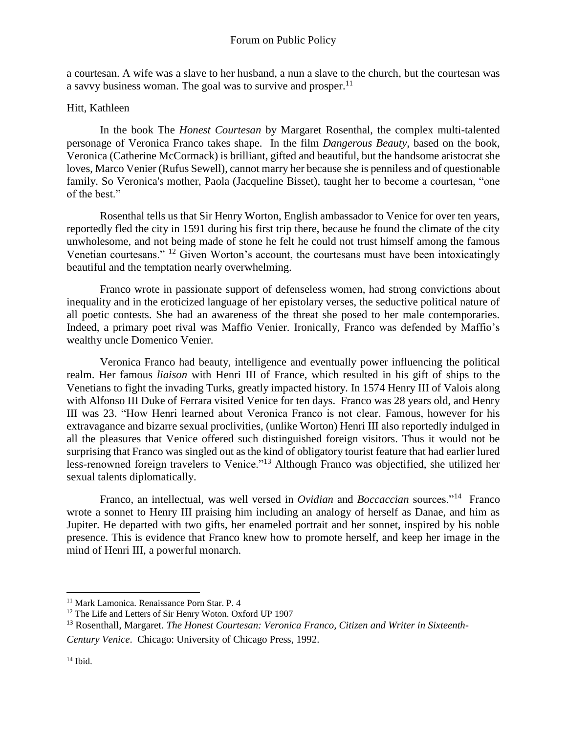a courtesan. A wife was a slave to her husband, a nun a slave to the church, but the courtesan was a savvy business woman. The goal was to survive and prosper.[11]

Hitt, Kathleen

In the book The *Honest Courtesan* by Margaret Rosenthal, the complex multi-talented personage of Veronica Franco takes shape. In the film *Dangerous Beauty*, based on the book, Veronica (Catherine McCormack) is brilliant, gifted and beautiful, but the handsome aristocrat she loves, Marco Venier (Rufus Sewell), cannot marry her because she is penniless and of questionable family. So Veronica's mother, Paola (Jacqueline Bisset), taught her to become a courtesan, "one of the best."

Rosenthal tells us that Sir Henry Worton, English ambassador to Venice for over ten years, reportedly fled the city in 1591 during his first trip there, because he found the climate of the city unwholesome, and not being made of stone he felt he could not trust himself among the famous Venetian courtesans." [12] Given Worton's account, the courtesans must have been intoxicatingly beautiful and the temptation nearly overwhelming.

Franco wrote in passionate support of defenseless women, had strong convictions about inequality and in the eroticized language of her epistolary verses, the seductive political nature of all poetic contests. She had an awareness of the threat she posed to her male contemporaries. Indeed, a primary poet rival was Maffio Venier. Ironically, Franco was defended by Maffio's wealthy uncle Domenico Venier.

Veronica Franco had beauty, intelligence and eventually power influencing the political realm. Her famous *liaison* with Henri III of France, which resulted in his gift of ships to the Venetians to fight the invading Turks, greatly impacted history. In 1574 Henry III of Valois along with Alfonso III Duke of Ferrara visited Venice for ten days. Franco was 28 years old, and Henry III was 23. "How Henri learned about Veronica Franco is not clear. Famous, however for his extravagance and bizarre sexual proclivities, (unlike Worton) Henri III also reportedly indulged in all the pleasures that Venice offered such distinguished foreign visitors. Thus it would not be surprising that Franco was singled out as the kind of obligatory tourist feature that had earlier lured less-renowned foreign travelers to Venice."[13] Although Franco was objectified, she utilized her sexual talents diplomatically.

Franco, an intellectual, was well versed in *Ovidian* and *Boccaccian* sources."[14] Franco wrote a sonnet to Henry III praising him including an analogy of herself as Danae, and him as Jupiter. He departed with two gifts, her enameled portrait and her sonnet, inspired by his noble presence. This is evidence that Franco knew how to promote herself, and keep her image in the mind of Henri III, a powerful monarch.

---

[11] Mark Lamonica. Renaissance Porn Star. P. 4

[12] The Life and Letters of Sir Henry Woton. Oxford UP 1907

[13] Rosenthall, Margaret. *The Honest Courtesan: Veronica Franco, Citizen and Writer in Sixteenth-Century Venice*. Chicago: University of Chicago Press, 1992.

[14] Ibid.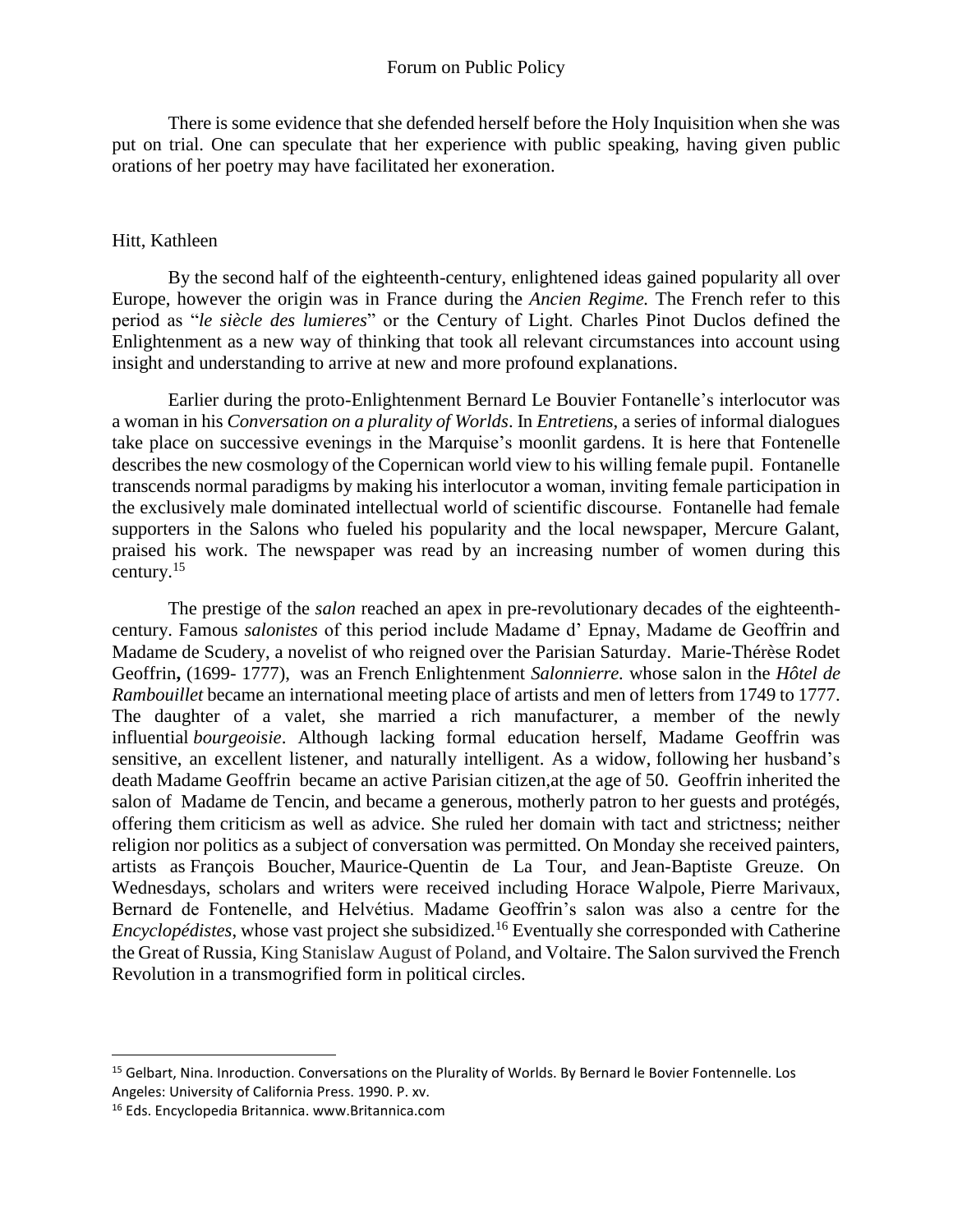There is some evidence that she defended herself before the Holy Inquisition when she was put on trial. One can speculate that her experience with public speaking, having given public orations of her poetry may have facilitated her exoneration.

Hitt, Kathleen

By the second half of the eighteenth-century, enlightened ideas gained popularity all over Europe, however the origin was in France during the *Ancien Regime.* The French refer to this period as "*le siècle des lumieres*" or the Century of Light. Charles Pinot Duclos defined the Enlightenment as a new way of thinking that took all relevant circumstances into account using insight and understanding to arrive at new and more profound explanations.

Earlier during the proto-Enlightenment Bernard Le Bouvier Fontanelle's interlocutor was a woman in his *Conversation on a plurality of Worlds*. In *Entretiens*, a series of informal dialogues take place on successive evenings in the Marquise's moonlit gardens. It is here that Fontenelle describes the new cosmology of the Copernican world view to his willing female pupil. Fontanelle transcends normal paradigms by making his interlocutor a woman, inviting female participation in the exclusively male dominated intellectual world of scientific discourse. Fontanelle had female supporters in the Salons who fueled his popularity and the local newspaper, Mercure Galant, praised his work. The newspaper was read by an increasing number of women during this century.[15]

The prestige of the *salon* reached an apex in pre-revolutionary decades of the eighteenth-century. Famous *salonistes* of this period include Madame d' Epnay, Madame de Geoffrin and Madame de Scudery, a novelist of who reigned over the Parisian Saturday. Marie-Thérèse Rodet Geoffrin**,** (1699- 1777), was an French Enlightenment *Salonnierre.* whose salon in the *Hôtel de Rambouillet* became an international meeting place of artists and men of letters from 1749 to 1777. The daughter of a valet, she married a rich manufacturer, a member of the newly influential *bourgeoisie*. Although lacking formal education herself, Madame Geoffrin was sensitive, an excellent listener, and naturally intelligent. As a widow, following her husband's death Madame Geoffrin became an active Parisian citizen,at the age of 50. Geoffrin inherited the salon of Madame de Tencin, and became a generous, motherly patron to her guests and protégés, offering them criticism as well as advice. She ruled her domain with tact and strictness; neither religion nor politics as a subject of conversation was permitted. On Monday she received painters, artists as François Boucher, Maurice-Quentin de La Tour, and Jean-Baptiste Greuze. On Wednesdays, scholars and writers were received including Horace Walpole, Pierre Marivaux, Bernard de Fontenelle, and Helvétius. Madame Geoffrin's salon was also a centre for the *Encyclopédistes*, whose vast project she subsidized.[16] Eventually she corresponded with Catherine the Great of Russia, King Stanislaw August of Poland, and Voltaire. The Salon survived the French Revolution in a transmogrified form in political circles.

---

[15] Gelbart, Nina. Inroduction. Conversations on the Plurality of Worlds. By Bernard le Bovier Fontennelle. Los Angeles: University of California Press. 1990. P. xv.

[16] Eds. Encyclopedia Britannica. www.Britannica.com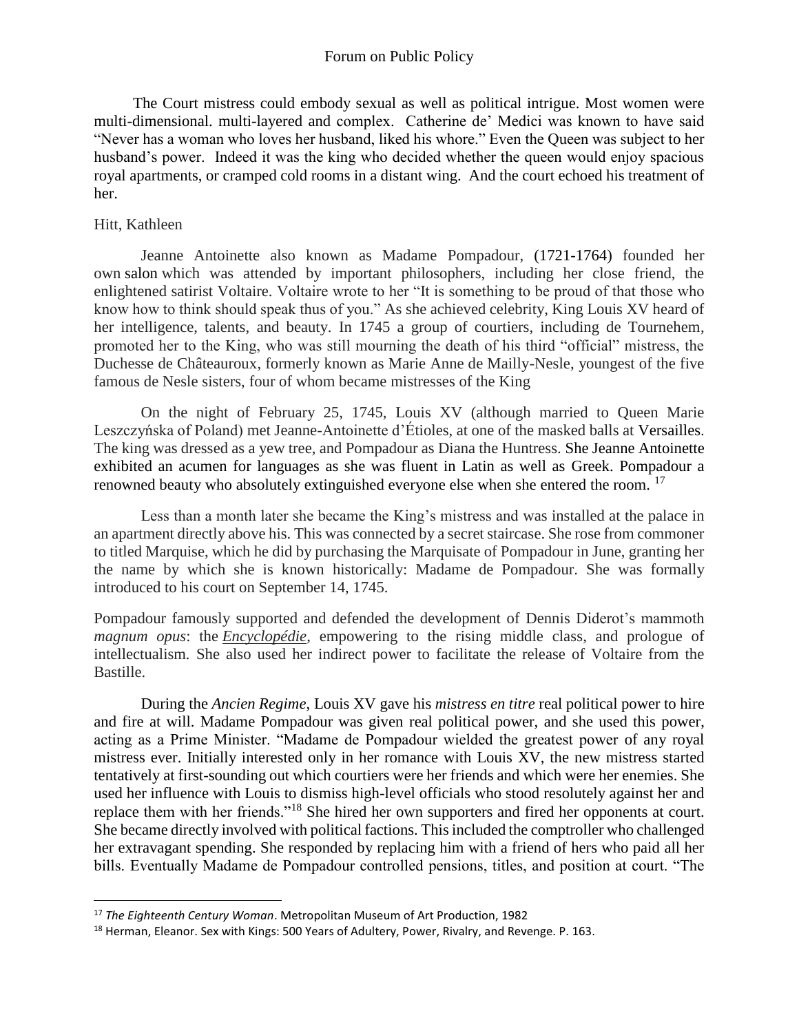The Court mistress could embody sexual as well as political intrigue. Most women were multi-dimensional. multi-layered and complex. Catherine de' Medici was known to have said "Never has a woman who loves her husband, liked his whore." Even the Queen was subject to her husband's power. Indeed it was the king who decided whether the queen would enjoy spacious royal apartments, or cramped cold rooms in a distant wing. And the court echoed his treatment of her.

Hitt, Kathleen

Jeanne Antoinette also known as Madame Pompadour, (1721-1764) founded her own salon which was attended by important philosophers, including her close friend, the enlightened satirist Voltaire. Voltaire wrote to her "It is something to be proud of that those who know how to think should speak thus of you." As she achieved celebrity, King Louis XV heard of her intelligence, talents, and beauty. In 1745 a group of courtiers, including de Tournehem, promoted her to the King, who was still mourning the death of his third "official" mistress, the Duchesse de Châteauroux, formerly known as Marie Anne de Mailly-Nesle, youngest of the five famous de Nesle sisters, four of whom became mistresses of the King

On the night of February 25, 1745, Louis XV (although married to Queen Marie Leszczyńska of Poland) met Jeanne-Antoinette d'Étioles, at one of the masked balls at Versailles. The king was dressed as a yew tree, and Pompadour as Diana the Huntress. She Jeanne Antoinette exhibited an acumen for languages as she was fluent in Latin as well as Greek. Pompadour a renowned beauty who absolutely extinguished everyone else when she entered the room. [17]

Less than a month later she became the King's mistress and was installed at the palace in an apartment directly above his. This was connected by a secret staircase. She rose from commoner to titled Marquise, which he did by purchasing the Marquisate of Pompadour in June, granting her the name by which she is known historically: Madame de Pompadour. She was formally introduced to his court on September 14, 1745.

Pompadour famously supported and defended the development of Dennis Diderot's mammoth *magnum opus*: the *Encyclopédie*, empowering to the rising middle class, and prologue of intellectualism. She also used her indirect power to facilitate the release of Voltaire from the Bastille.

During the *Ancien Regime*, Louis XV gave his *mistress en titre* real political power to hire and fire at will. Madame Pompadour was given real political power, and she used this power, acting as a Prime Minister. "Madame de Pompadour wielded the greatest power of any royal mistress ever. Initially interested only in her romance with Louis XV, the new mistress started tentatively at first-sounding out which courtiers were her friends and which were her enemies. She used her influence with Louis to dismiss high-level officials who stood resolutely against her and replace them with her friends."[18] She hired her own supporters and fired her opponents at court. She became directly involved with political factions. This included the comptroller who challenged her extravagant spending. She responded by replacing him with a friend of hers who paid all her bills. Eventually Madame de Pompadour controlled pensions, titles, and position at court. "The

---

[17] *The Eighteenth Century Woman*. Metropolitan Museum of Art Production, 1982

[18] Herman, Eleanor. Sex with Kings: 500 Years of Adultery, Power, Rivalry, and Revenge. P. 163.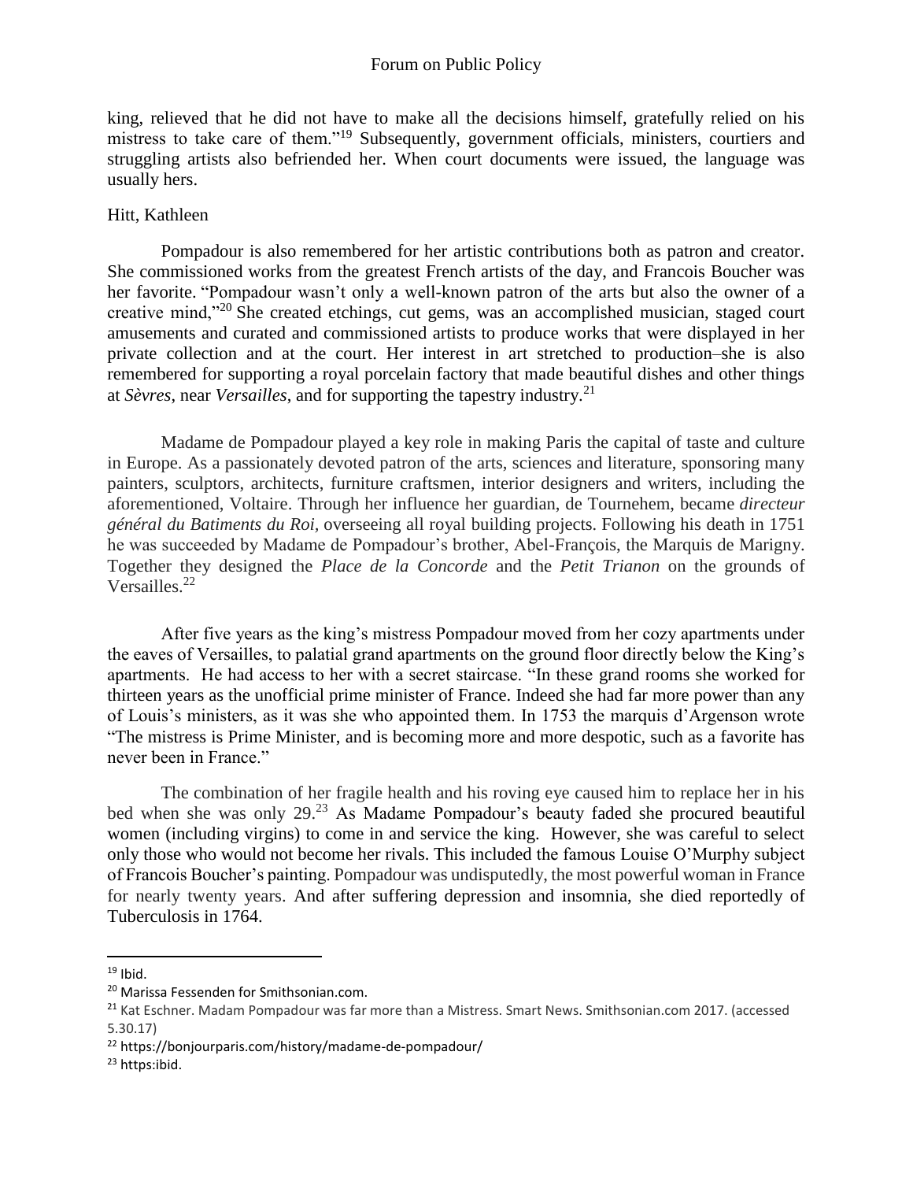king, relieved that he did not have to make all the decisions himself, gratefully relied on his mistress to take care of them."[19] Subsequently, government officials, ministers, courtiers and struggling artists also befriended her. When court documents were issued, the language was usually hers.

Pompadour is also remembered for her artistic contributions both as patron and creator. She commissioned works from the greatest French artists of the day, and Francois Boucher was her favorite. "Pompadour wasn't only a well-known patron of the arts but also the owner of a creative mind,"[20] She created etchings, cut gems, was an accomplished musician, staged court amusements and curated and commissioned artists to produce works that were displayed in her private collection and at the court. Her interest in art stretched to production–she is also remembered for supporting a royal porcelain factory that made beautiful dishes and other things at *Sèvres*, near *Versailles*, and for supporting the tapestry industry.[21]

Madame de Pompadour played a key role in making Paris the capital of taste and culture in Europe. As a passionately devoted patron of the arts, sciences and literature, sponsoring many painters, sculptors, architects, furniture craftsmen, interior designers and writers, including the aforementioned, Voltaire. Through her influence her guardian, de Tournehem, became *directeur général du Batiments du Roi*, overseeing all royal building projects. Following his death in 1751 he was succeeded by Madame de Pompadour's brother, Abel-François, the Marquis de Marigny. Together they designed the *Place de la Concorde* and the *Petit Trianon* on the grounds of Versailles.[22]

After five years as the king's mistress Pompadour moved from her cozy apartments under the eaves of Versailles, to palatial grand apartments on the ground floor directly below the King's apartments. He had access to her with a secret staircase. "In these grand rooms she worked for thirteen years as the unofficial prime minister of France. Indeed she had far more power than any of Louis's ministers, as it was she who appointed them. In 1753 the marquis d'Argenson wrote "The mistress is Prime Minister, and is becoming more and more despotic, such as a favorite has never been in France."

The combination of her fragile health and his roving eye caused him to replace her in his bed when she was only 29.[23] As Madame Pompadour's beauty faded she procured beautiful women (including virgins) to come in and service the king. However, she was careful to select only those who would not become her rivals. This included the famous Louise O'Murphy subject of Francois Boucher's painting. Pompadour was undisputedly, the most powerful woman in France for nearly twenty years. And after suffering depression and insomnia, she died reportedly of Tuberculosis in 1764.

---

[19] Ibid.

[20] Marissa Fessenden for Smithsonian.com.

[21] Kat Eschner. Madam Pompadour was far more than a Mistress. Smart News. Smithsonian.com 2017. (accessed 5.30.17)

[22] https://bonjourparis.com/history/madame-de-pompadour/

[23] https:ibid.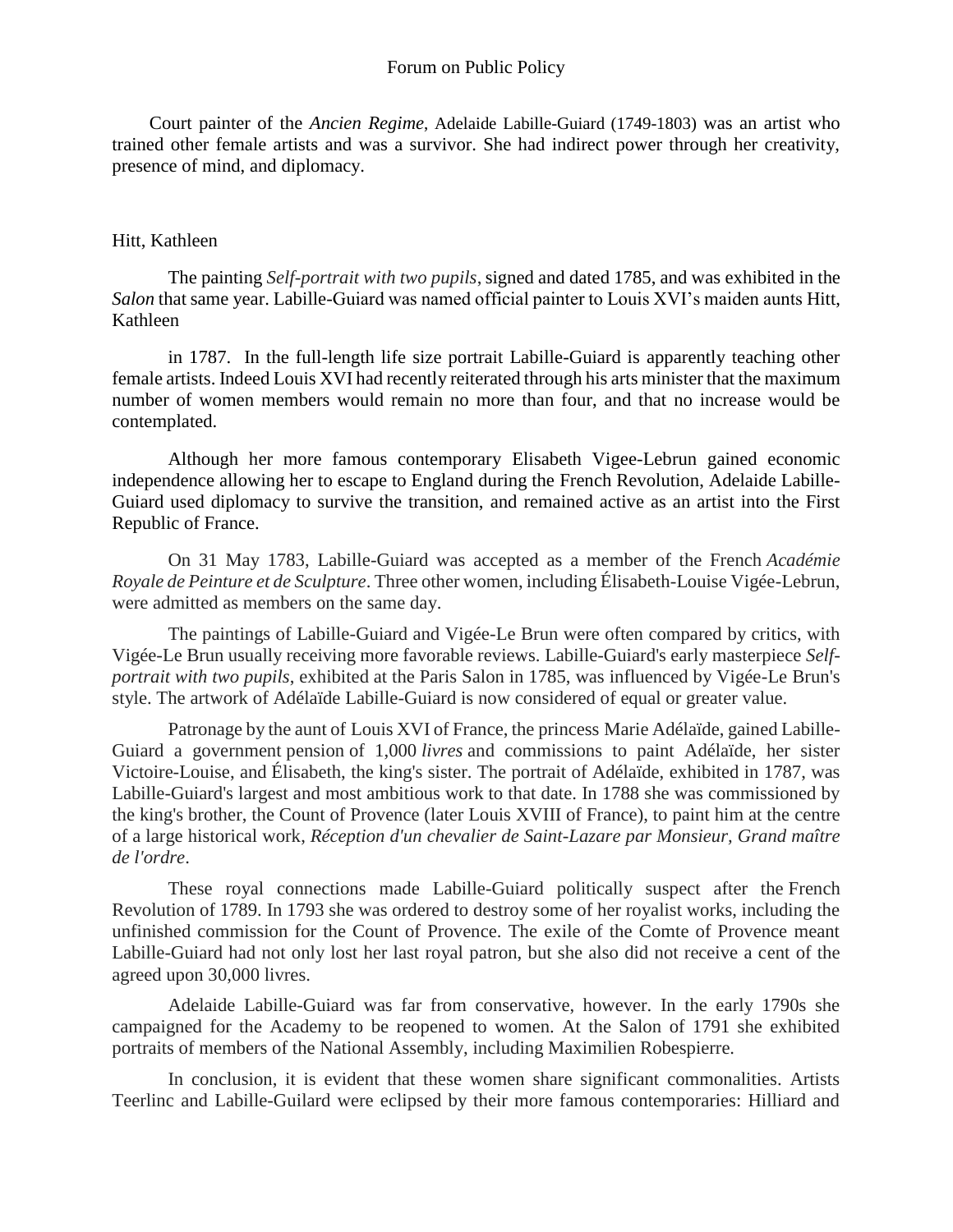Court painter of the *Ancien Regime*, Adelaide Labille-Guiard (1749-1803) was an artist who trained other female artists and was a survivor. She had indirect power through her creativity, presence of mind, and diplomacy.

Hitt, Kathleen

The painting *Self-portrait with two pupils*, signed and dated 1785, and was exhibited in the *Salon* that same year. Labille-Guiard was named official painter to Louis XVI's maiden aunts Hitt, Kathleen

in 1787. In the full-length life size portrait Labille-Guiard is apparently teaching other female artists. Indeed Louis XVI had recently reiterated through his arts minister that the maximum number of women members would remain no more than four, and that no increase would be contemplated.

Although her more famous contemporary Elisabeth Vigee-Lebrun gained economic independence allowing her to escape to England during the French Revolution, Adelaide Labille-Guiard used diplomacy to survive the transition, and remained active as an artist into the First Republic of France.

On 31 May 1783, Labille-Guiard was accepted as a member of the French *Académie Royale de Peinture et de Sculpture*. Three other women, including Élisabeth-Louise Vigée-Lebrun, were admitted as members on the same day.

The paintings of Labille-Guiard and Vigée-Le Brun were often compared by critics, with Vigée-Le Brun usually receiving more favorable reviews. Labille-Guiard's early masterpiece *Self-portrait with two pupils*, exhibited at the Paris Salon in 1785, was influenced by Vigée-Le Brun's style. The artwork of Adélaïde Labille-Guiard is now considered of equal or greater value.

Patronage by the aunt of Louis XVI of France, the princess Marie Adélaïde, gained Labille-Guiard a government pension of 1,000 *livres* and commissions to paint Adélaïde, her sister Victoire-Louise, and Élisabeth, the king's sister. The portrait of Adélaïde, exhibited in 1787, was Labille-Guiard's largest and most ambitious work to that date. In 1788 she was commissioned by the king's brother, the Count of Provence (later Louis XVIII of France), to paint him at the centre of a large historical work, *Réception d'un chevalier de Saint-Lazare par Monsieur, Grand maître de l'ordre*.

These royal connections made Labille-Guiard politically suspect after the French Revolution of 1789. In 1793 she was ordered to destroy some of her royalist works, including the unfinished commission for the Count of Provence. The exile of the Comte of Provence meant Labille-Guiard had not only lost her last royal patron, but she also did not receive a cent of the agreed upon 30,000 livres.

Adelaide Labille-Guiard was far from conservative, however. In the early 1790s she campaigned for the Academy to be reopened to women. At the Salon of 1791 she exhibited portraits of members of the National Assembly, including Maximilien Robespierre.

In conclusion, it is evident that these women share significant commonalities. Artists Teerlinc and Labille-Guilard were eclipsed by their more famous contemporaries: Hilliard and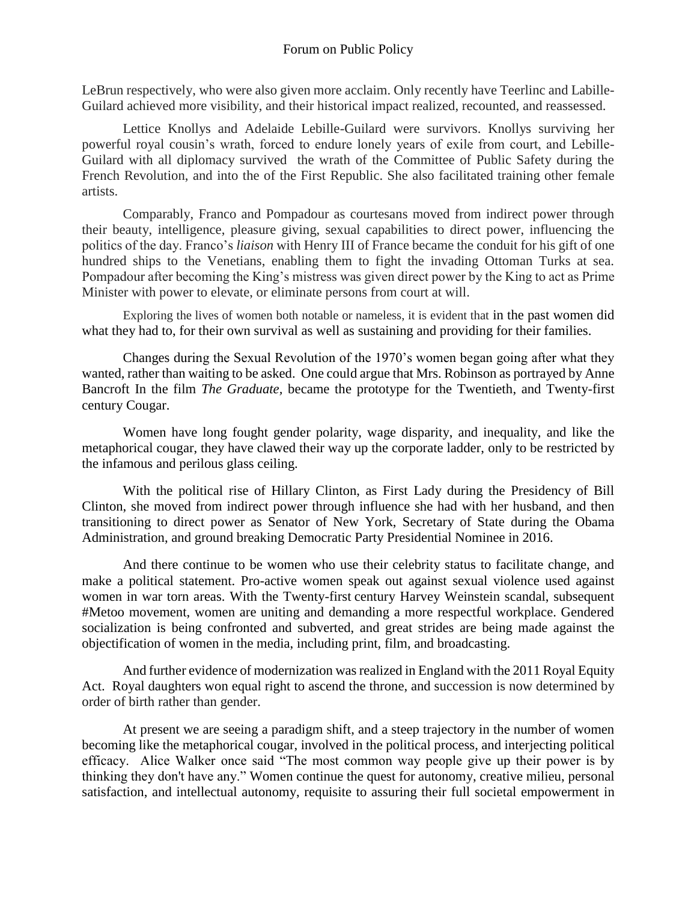LeBrun respectively, who were also given more acclaim. Only recently have Teerlinc and Labille-Guilard achieved more visibility, and their historical impact realized, recounted, and reassessed.

Lettice Knollys and Adelaide Lebille-Guilard were survivors. Knollys surviving her powerful royal cousin's wrath, forced to endure lonely years of exile from court, and Lebille-Guilard with all diplomacy survived the wrath of the Committee of Public Safety during the French Revolution, and into the of the First Republic. She also facilitated training other female artists.

Comparably, Franco and Pompadour as courtesans moved from indirect power through their beauty, intelligence, pleasure giving, sexual capabilities to direct power, influencing the politics of the day. Franco's *liaison* with Henry III of France became the conduit for his gift of one hundred ships to the Venetians, enabling them to fight the invading Ottoman Turks at sea. Pompadour after becoming the King's mistress was given direct power by the King to act as Prime Minister with power to elevate, or eliminate persons from court at will.

Exploring the lives of women both notable or nameless, it is evident that in the past women did what they had to, for their own survival as well as sustaining and providing for their families.

Changes during the Sexual Revolution of the 1970's women began going after what they wanted, rather than waiting to be asked. One could argue that Mrs. Robinson as portrayed by Anne Bancroft In the film *The Graduate,* became the prototype for the Twentieth, and Twenty-first century Cougar.

Women have long fought gender polarity, wage disparity, and inequality, and like the metaphorical cougar, they have clawed their way up the corporate ladder, only to be restricted by the infamous and perilous glass ceiling.

With the political rise of Hillary Clinton, as First Lady during the Presidency of Bill Clinton, she moved from indirect power through influence she had with her husband, and then transitioning to direct power as Senator of New York, Secretary of State during the Obama Administration, and ground breaking Democratic Party Presidential Nominee in 2016.

And there continue to be women who use their celebrity status to facilitate change, and make a political statement. Pro-active women speak out against sexual violence used against women in war torn areas. With the Twenty-first century Harvey Weinstein scandal, subsequent #Metoo movement, women are uniting and demanding a more respectful workplace. Gendered socialization is being confronted and subverted, and great strides are being made against the objectification of women in the media, including print, film, and broadcasting.

And further evidence of modernization was realized in England with the 2011 Royal Equity Act. Royal daughters won equal right to ascend the throne, and succession is now determined by order of birth rather than gender.

At present we are seeing a paradigm shift, and a steep trajectory in the number of women becoming like the metaphorical cougar, involved in the political process, and interjecting political efficacy. Alice Walker once said "The most common way people give up their power is by thinking they don't have any." Women continue the quest for autonomy, creative milieu, personal satisfaction, and intellectual autonomy, requisite to assuring their full societal empowerment in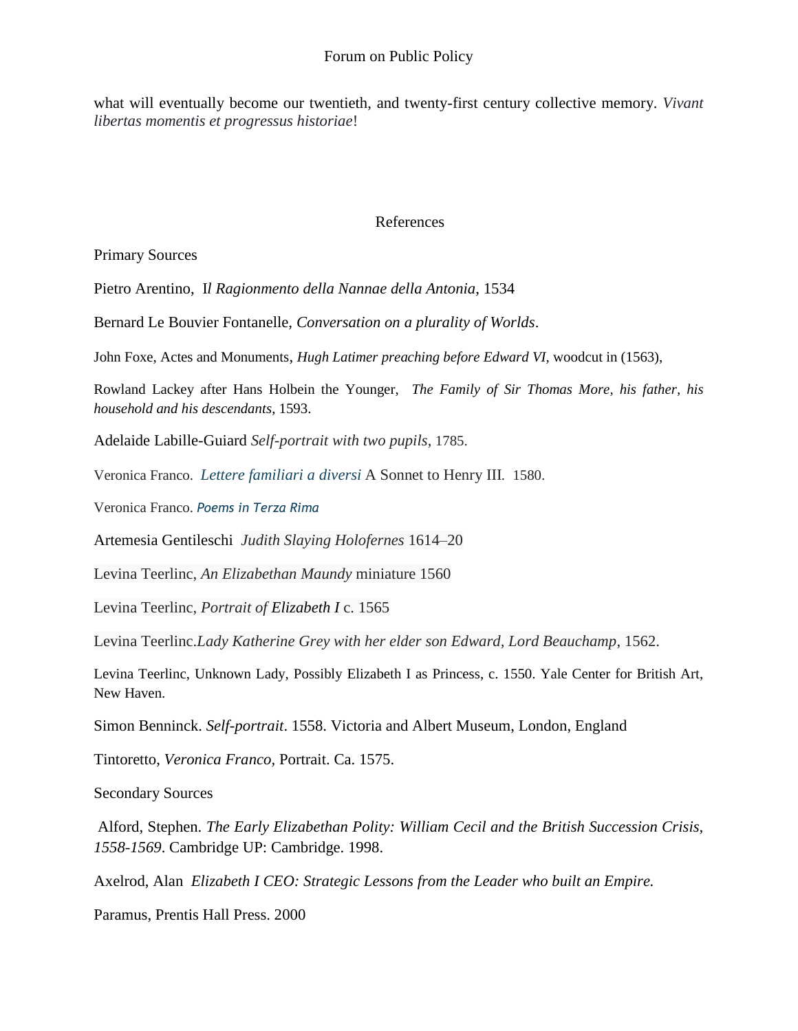what will eventually become our twentieth, and twenty-first century collective memory. *Vivant libertas momentis et progressus historiae*!

## References

Primary Sources

Pietro Arentino, I*l Ragionmento della Nannae della Antonia*, 1534

Bernard Le Bouvier Fontanelle, *Conversation on a plurality of Worlds*.

John Foxe, Actes and Monuments, *Hugh Latimer preaching before Edward VI,* woodcut in (1563),

Rowland Lackey after Hans Holbein the Younger, *The Family of Sir Thomas More, his father, his household and his descendants*, 1593.

Adelaide Labille-Guiard *Self-portrait with two pupils*, 1785.

Veronica Franco. *Lettere familiari a diversi* A Sonnet to Henry III. 1580.

Veronica Franco. *Poems in Terza Rima*

Artemesia Gentileschi *Judith Slaying Holofernes* 1614–20

Levina Teerlinc, *An Elizabethan Maundy* miniature 1560

Levina Teerlinc, *Portrait of Elizabeth I* c. 1565

Levina Teerlinc.*Lady Katherine Grey with her elder son Edward, Lord Beauchamp*, 1562.

Levina Teerlinc, Unknown Lady, Possibly Elizabeth I as Princess, c. 1550. Yale Center for British Art, New Haven.

Simon Benninck. *Self-portrait*. 1558. Victoria and Albert Museum, London, England

Tintoretto, *Veronica Franco,* Portrait. Ca. 1575.

Secondary Sources

Alford, Stephen. *The Early Elizabethan Polity: William Cecil and the British Succession Crisis, 1558-1569*. Cambridge UP: Cambridge. 1998.

Axelrod, Alan *Elizabeth I CEO: Strategic Lessons from the Leader who built an Empire.*

Paramus, Prentis Hall Press. 2000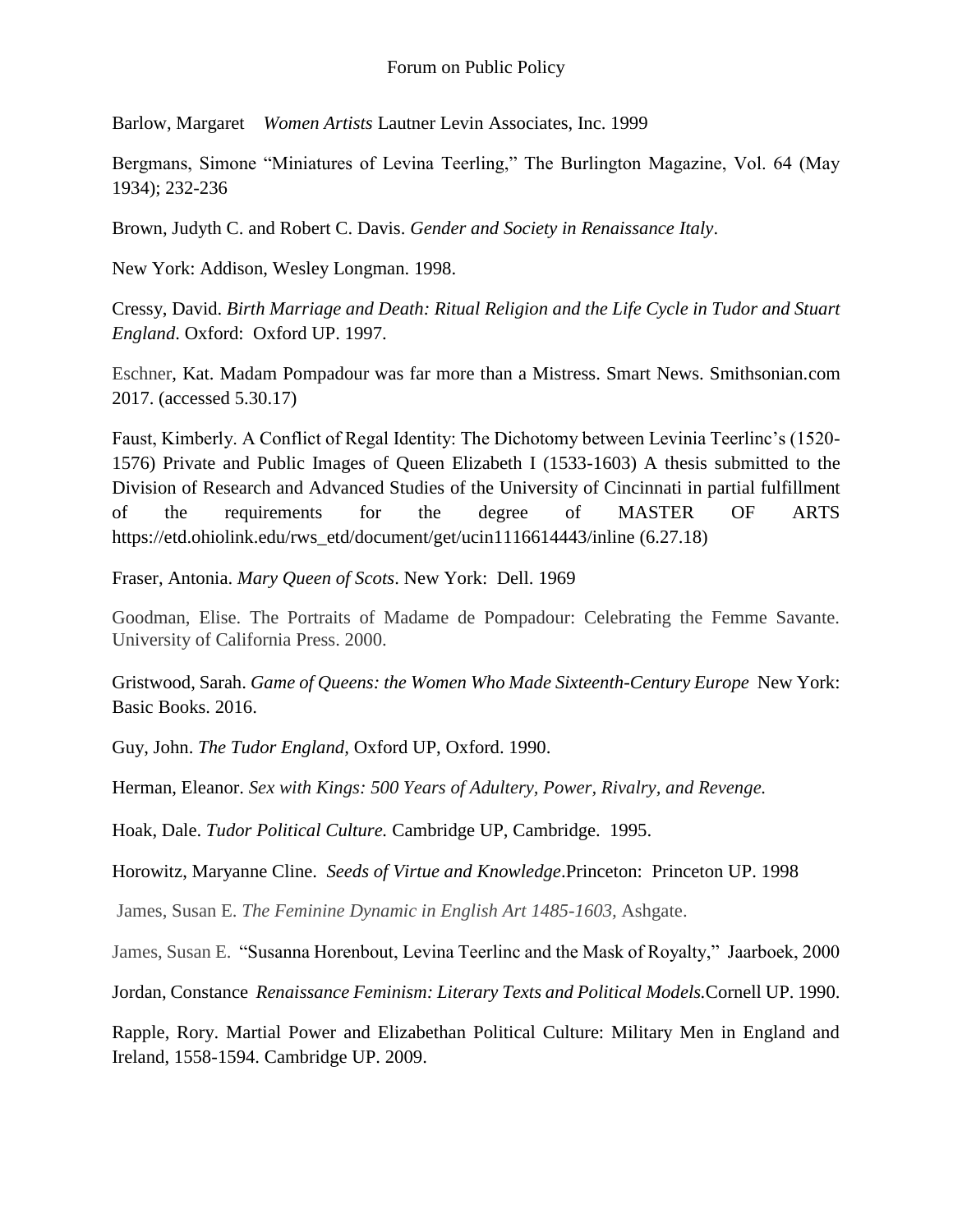Barlow, Margaret *Women Artists* Lautner Levin Associates, Inc. 1999

Bergmans, Simone "Miniatures of Levina Teerling," The Burlington Magazine, Vol. 64 (May 1934); 232-236

Brown, Judyth C. and Robert C. Davis. *Gender and Society in Renaissance Italy*.

New York: Addison, Wesley Longman. 1998.

Cressy, David. *Birth Marriage and Death: Ritual Religion and the Life Cycle in Tudor and Stuart England*. Oxford: Oxford UP. 1997.

Eschner, Kat. Madam Pompadour was far more than a Mistress. Smart News. Smithsonian.com 2017. (accessed 5.30.17)

Faust, Kimberly. A Conflict of Regal Identity: The Dichotomy between Levinia Teerlinc's (1520-1576) Private and Public Images of Queen Elizabeth I (1533-1603) A thesis submitted to the Division of Research and Advanced Studies of the University of Cincinnati in partial fulfillment of the requirements for the degree of MASTER OF ARTS https://etd.ohiolink.edu/rws_etd/document/get/ucin1116614443/inline (6.27.18)

Fraser, Antonia. *Mary Queen of Scots*. New York: Dell. 1969

Goodman, Elise. The Portraits of Madame de Pompadour: Celebrating the Femme Savante. University of California Press. 2000.

Gristwood, Sarah. *Game of Queens: the Women Who Made Sixteenth-Century Europe* New York: Basic Books. 2016.

Guy, John. *The Tudor England,* Oxford UP, Oxford. 1990.

Herman, Eleanor. *Sex with Kings: 500 Years of Adultery, Power, Rivalry, and Revenge.*

Hoak, Dale. *Tudor Political Culture.* Cambridge UP, Cambridge. 1995.

Horowitz, Maryanne Cline. *Seeds of Virtue and Knowledge*.Princeton: Princeton UP. 1998

James, Susan E. *The Feminine Dynamic in English Art 1485-1603,* Ashgate.

James, Susan E. "Susanna Horenbout, Levina Teerlinc and the Mask of Royalty," Jaarboek, 2000

Jordan, Constance *Renaissance Feminism: Literary Texts and Political Models.*Cornell UP. 1990.

Rapple, Rory. Martial Power and Elizabethan Political Culture: Military Men in England and Ireland, 1558-1594. Cambridge UP. 2009.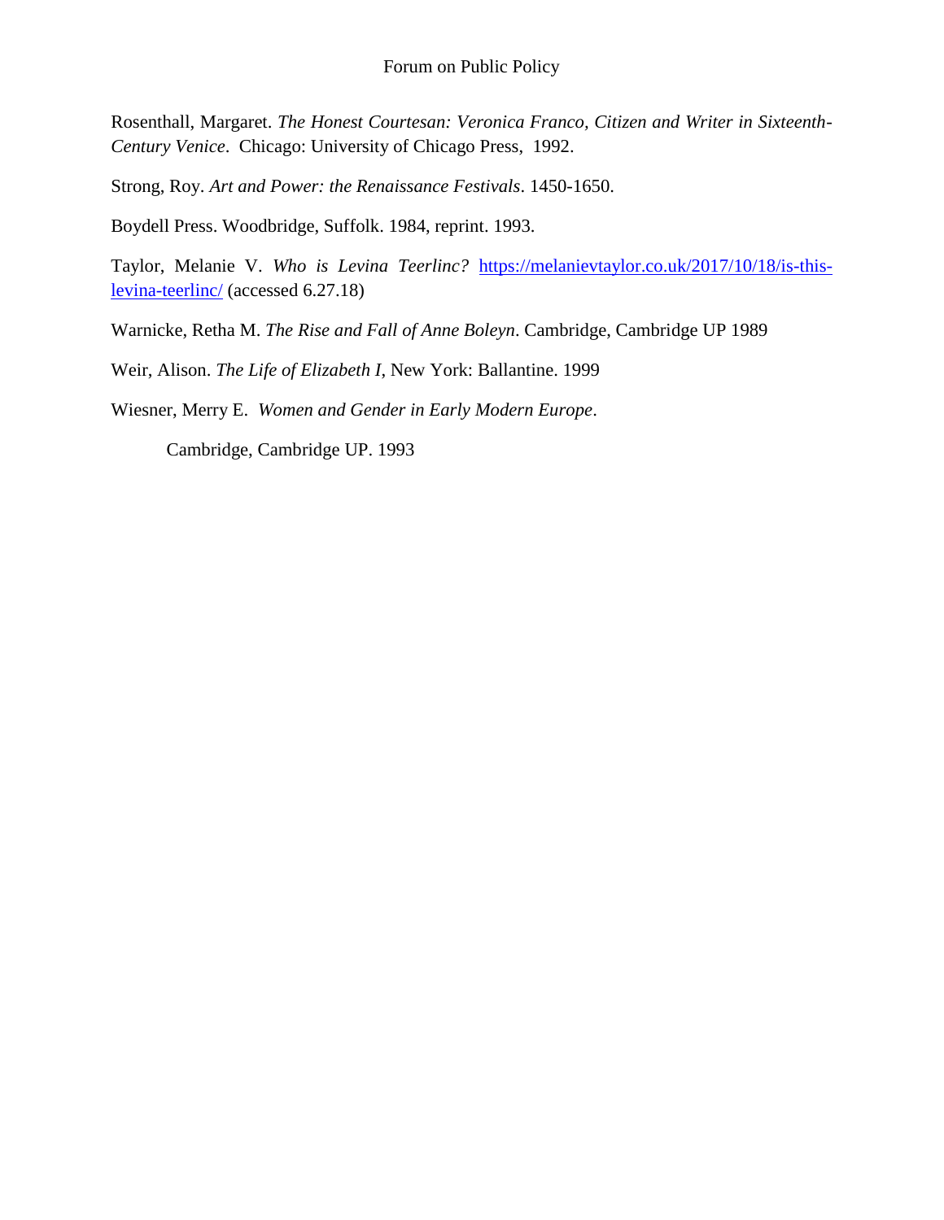Rosenthall, Margaret. *The Honest Courtesan: Veronica Franco, Citizen and Writer in Sixteenth-Century Venice*. Chicago: University of Chicago Press, 1992.

Strong, Roy. *Art and Power: the Renaissance Festivals*. 1450-1650.

Boydell Press. Woodbridge, Suffolk. 1984, reprint. 1993.

Taylor, Melanie V. *Who is Levina Teerlinc?* [https://melanievtaylor.co.uk/2017/10/18/is-this-levina-teerlinc/](https://melanievtaylor.co.uk/2017/10/18/is-this-levina-teerlinc/) (accessed 6.27.18)

Warnicke, Retha M. *The Rise and Fall of Anne Boleyn*. Cambridge, Cambridge UP 1989

Weir, Alison. *The Life of Elizabeth I,* New York: Ballantine. 1999

Wiesner, Merry E. *Women and Gender in Early Modern Europe*.

Cambridge, Cambridge UP. 1993